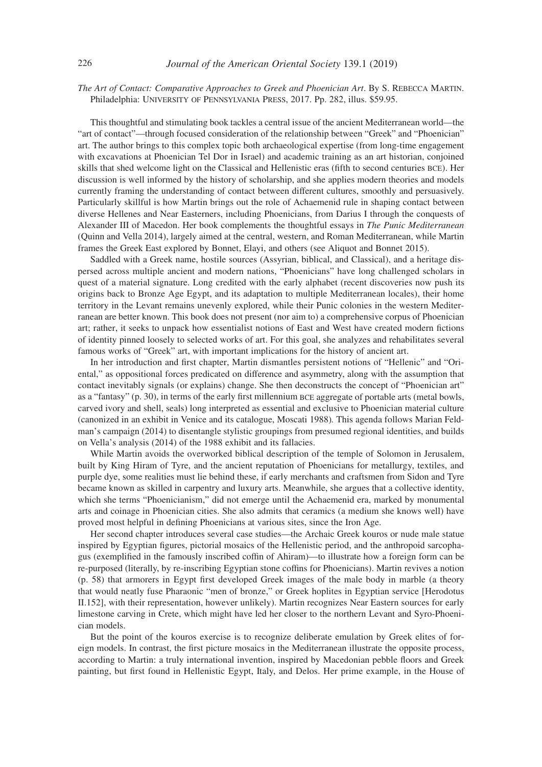*The Art of Contact: Comparative Approaches to Greek and Phoenician Art*. By S. Rebecca Martin. Philadelphia: University of Pennsylvania Press, 2017. Pp. 282, illus. $59.95.

This thoughtful and stimulating book tackles a central issue of the ancient Mediterranean world—the "art of contact"—through focused consideration of the relationship between "Greek" and "Phoenician" art. The author brings to this complex topic both archaeological expertise (from long-time engagement with excavations at Phoenician Tel Dor in Israel) and academic training as an art historian, conjoined skills that shed welcome light on the Classical and Hellenistic eras (fifth to second centuries BCE). Her discussion is well informed by the history of scholarship, and she applies modern theories and models currently framing the understanding of contact between different cultures, smoothly and persuasively. Particularly skillful is how Martin brings out the role of Achaemenid rule in shaping contact between diverse Hellenes and Near Easterners, including Phoenicians, from Darius I through the conquests of Alexander III of Macedon. Her book complements the thoughtful essays in *The Punic Mediterranean* (Quinn and Vella 2014), largely aimed at the central, western, and Roman Mediterranean, while Martin frames the Greek East explored by Bonnet, Elayi, and others (see Aliquot and Bonnet 2015).

Saddled with a Greek name, hostile sources (Assyrian, biblical, and Classical), and a heritage dispersed across multiple ancient and modern nations, "Phoenicians" have long challenged scholars in quest of a material signature. Long credited with the early alphabet (recent discoveries now push its origins back to Bronze Age Egypt, and its adaptation to multiple Mediterranean locales), their home territory in the Levant remains unevenly explored, while their Punic colonies in the western Mediterranean are better known. This book does not present (nor aim to) a comprehensive corpus of Phoenician art; rather, it seeks to unpack how essentialist notions of East and West have created modern fictions of identity pinned loosely to selected works of art. For this goal, she analyzes and rehabilitates several famous works of "Greek" art, with important implications for the history of ancient art.

In her introduction and first chapter, Martin dismantles persistent notions of "Hellenic" and "Oriental," as oppositional forces predicated on difference and asymmetry, along with the assumption that contact inevitably signals (or explains) change. She then deconstructs the concept of "Phoenician art" as a "fantasy" (p. 30), in terms of the early first millennium BCE aggregate of portable arts (metal bowls, carved ivory and shell, seals) long interpreted as essential and exclusive to Phoenician material culture (canonized in an exhibit in Venice and its catalogue, Moscati 1988). This agenda follows Marian Feldman's campaign (2014) to disentangle stylistic groupings from presumed regional identities, and builds on Vella's analysis (2014) of the 1988 exhibit and its fallacies.

While Martin avoids the overworked biblical description of the temple of Solomon in Jerusalem, built by King Hiram of Tyre, and the ancient reputation of Phoenicians for metallurgy, textiles, and purple dye, some realities must lie behind these, if early merchants and craftsmen from Sidon and Tyre became known as skilled in carpentry and luxury arts. Meanwhile, she argues that a collective identity, which she terms "Phoenicianism," did not emerge until the Achaemenid era, marked by monumental arts and coinage in Phoenician cities. She also admits that ceramics (a medium she knows well) have proved most helpful in defining Phoenicians at various sites, since the Iron Age.

Her second chapter introduces several case studies—the Archaic Greek kouros or nude male statue inspired by Egyptian figures, pictorial mosaics of the Hellenistic period, and the anthropoid sarcophagus (exemplified in the famously inscribed coffin of Ahiram)—to illustrate how a foreign form can be re-purposed (literally, by re-inscribing Egyptian stone coffins for Phoenicians). Martin revives a notion (p. 58) that armorers in Egypt first developed Greek images of the male body in marble (a theory that would neatly fuse Pharaonic "men of bronze," or Greek hoplites in Egyptian service [Herodotus II.152], with their representation, however unlikely). Martin recognizes Near Eastern sources for early limestone carving in Crete, which might have led her closer to the northern Levant and Syro-Phoenician models.

But the point of the kouros exercise is to recognize deliberate emulation by Greek elites of foreign models. In contrast, the first picture mosaics in the Mediterranean illustrate the opposite process, according to Martin: a truly international invention, inspired by Macedonian pebble floors and Greek painting, but first found in Hellenistic Egypt, Italy, and Delos. Her prime example, in the House of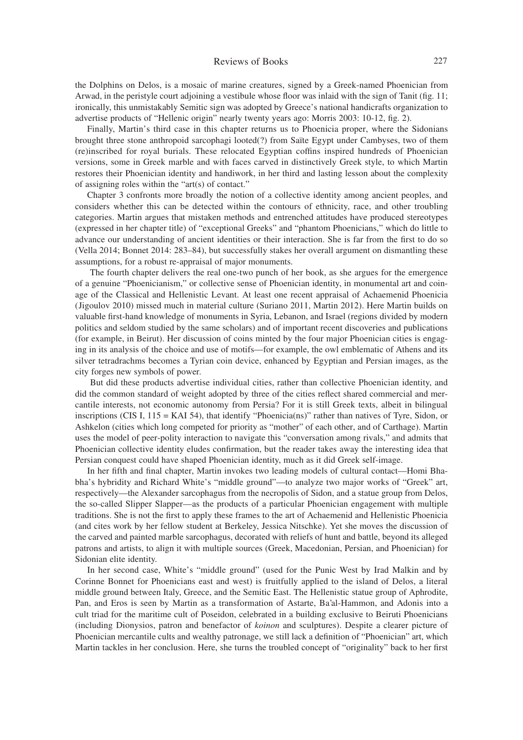the Dolphins on Delos, is a mosaic of marine creatures, signed by a Greek-named Phoenician from Arwad, in the peristyle court adjoining a vestibule whose floor was inlaid with the sign of Tanit (fig. 11; ironically, this unmistakably Semitic sign was adopted by Greece's national handicrafts organization to advertise products of "Hellenic origin" nearly twenty years ago: Morris 2003: 10-12, fig. 2).

Finally, Martin's third case in this chapter returns us to Phoenicia proper, where the Sidonians brought three stone anthropoid sarcophagi looted(?) from Saïte Egypt under Cambyses, two of them (re)inscribed for royal burials. These relocated Egyptian coffins inspired hundreds of Phoenician versions, some in Greek marble and with faces carved in distinctively Greek style, to which Martin restores their Phoenician identity and handiwork, in her third and lasting lesson about the complexity of assigning roles within the "art(s) of contact."

Chapter 3 confronts more broadly the notion of a collective identity among ancient peoples, and considers whether this can be detected within the contours of ethnicity, race, and other troubling categories. Martin argues that mistaken methods and entrenched attitudes have produced stereotypes (expressed in her chapter title) of "exceptional Greeks" and "phantom Phoenicians," which do little to advance our understanding of ancient identities or their interaction. She is far from the first to do so (Vella 2014; Bonnet 2014: 283–84), but successfully stakes her overall argument on dismantling these assumptions, for a robust re-appraisal of major monuments.

The fourth chapter delivers the real one-two punch of her book, as she argues for the emergence of a genuine "Phoenicianism," or collective sense of Phoenician identity, in monumental art and coinage of the Classical and Hellenistic Levant. At least one recent appraisal of Achaemenid Phoenicia (Jigoulov 2010) missed much in material culture (Suriano 2011, Martin 2012). Here Martin builds on valuable first-hand knowledge of monuments in Syria, Lebanon, and Israel (regions divided by modern politics and seldom studied by the same scholars) and of important recent discoveries and publications (for example, in Beirut). Her discussion of coins minted by the four major Phoenician cities is engaging in its analysis of the choice and use of motifs—for example, the owl emblematic of Athens and its silver tetradrachms becomes a Tyrian coin device, enhanced by Egyptian and Persian images, as the city forges new symbols of power.

But did these products advertise individual cities, rather than collective Phoenician identity, and did the common standard of weight adopted by three of the cities reflect shared commercial and mercantile interests, not economic autonomy from Persia? For it is still Greek texts, albeit in bilingual inscriptions (CIS I, 115 = KAI 54), that identify "Phoenicia(ns)" rather than natives of Tyre, Sidon, or Ashkelon (cities which long competed for priority as "mother" of each other, and of Carthage). Martin uses the model of peer-polity interaction to navigate this "conversation among rivals," and admits that Phoenician collective identity eludes confirmation, but the reader takes away the interesting idea that Persian conquest could have shaped Phoenician identity, much as it did Greek self-image.

In her fifth and final chapter, Martin invokes two leading models of cultural contact—Homi Bhabha's hybridity and Richard White's "middle ground"—to analyze two major works of "Greek" art, respectively—the Alexander sarcophagus from the necropolis of Sidon, and a statue group from Delos, the so-called Slipper Slapper—as the products of a particular Phoenician engagement with multiple traditions. She is not the first to apply these frames to the art of Achaemenid and Hellenistic Phoenicia (and cites work by her fellow student at Berkeley, Jessica Nitschke). Yet she moves the discussion of the carved and painted marble sarcophagus, decorated with reliefs of hunt and battle, beyond its alleged patrons and artists, to align it with multiple sources (Greek, Macedonian, Persian, and Phoenician) for Sidonian elite identity.

In her second case, White's "middle ground" (used for the Punic West by Irad Malkin and by Corinne Bonnet for Phoenicians east and west) is fruitfully applied to the island of Delos, a literal middle ground between Italy, Greece, and the Semitic East. The Hellenistic statue group of Aphrodite, Pan, and Eros is seen by Martin as a transformation of Astarte, Ba'al-Hammon, and Adonis into a cult triad for the maritime cult of Poseidon, celebrated in a building exclusive to Beiruti Phoenicians (including Dionysios, patron and benefactor of *koinon* and sculptures). Despite a clearer picture of Phoenician mercantile cults and wealthy patronage, we still lack a definition of "Phoenician" art, which Martin tackles in her conclusion. Here, she turns the troubled concept of "originality" back to her first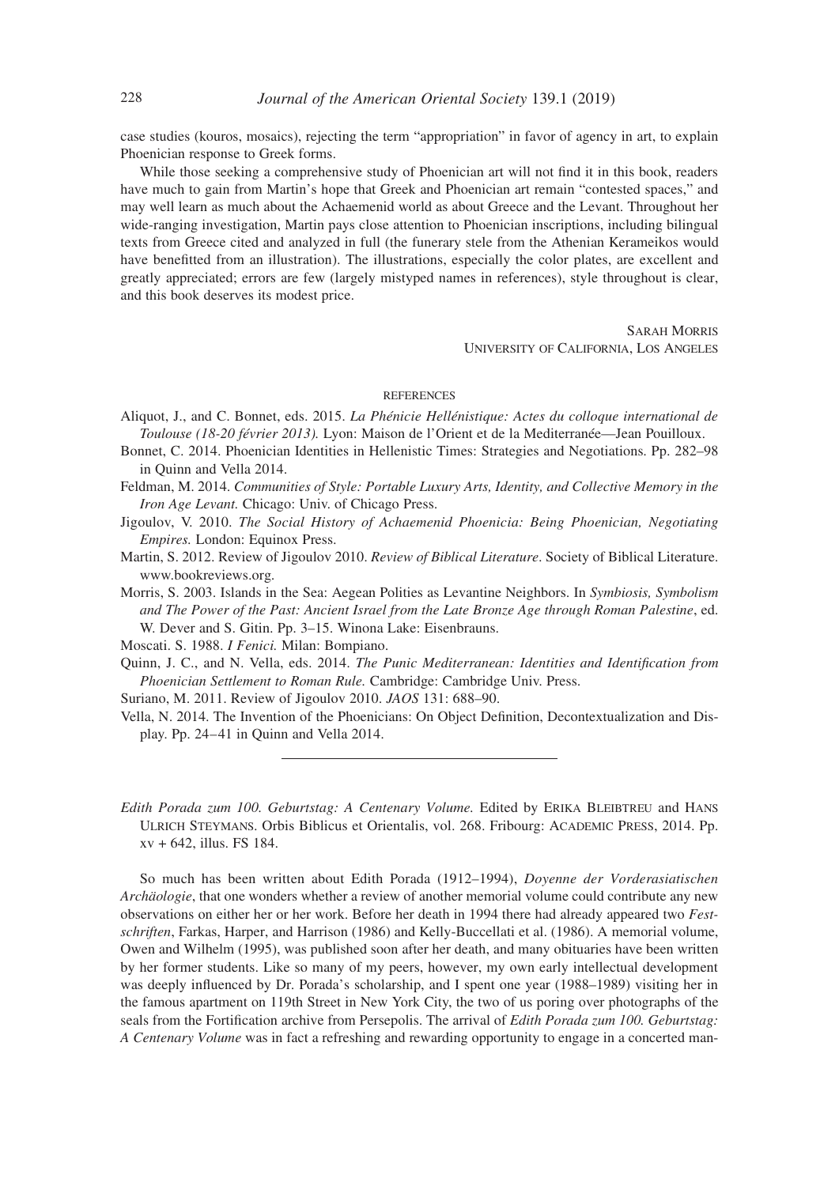case studies (kouros, mosaics), rejecting the term "appropriation" in favor of agency in art, to explain Phoenician response to Greek forms.

While those seeking a comprehensive study of Phoenician art will not find it in this book, readers have much to gain from Martin's hope that Greek and Phoenician art remain "contested spaces," and may well learn as much about the Achaemenid world as about Greece and the Levant. Throughout her wide-ranging investigation, Martin pays close attention to Phoenician inscriptions, including bilingual texts from Greece cited and analyzed in full (the funerary stele from the Athenian Kerameikos would have benefitted from an illustration). The illustrations, especially the color plates, are excellent and greatly appreciated; errors are few (largely mistyped names in references), style throughout is clear, and this book deserves its modest price.

SARAH MORRIS
UNIVERSITY OF CALIFORNIA, LOS ANGELES

### REFERENCES

Aliquot, J., and C. Bonnet, eds. 2015. *La Phénicie Hellénistique: Actes du colloque international de Toulouse (18-20 février 2013).* Lyon: Maison de l'Orient et de la Mediterranée—Jean Pouilloux.

Bonnet, C. 2014. Phoenician Identities in Hellenistic Times: Strategies and Negotiations. Pp. 282–98 in Quinn and Vella 2014.

Feldman, M. 2014. *Communities of Style: Portable Luxury Arts, Identity, and Collective Memory in the Iron Age Levant.* Chicago: Univ. of Chicago Press.

Jigoulov, V. 2010. *The Social History of Achaemenid Phoenicia: Being Phoenician, Negotiating Empires.* London: Equinox Press.

Martin, S. 2012. Review of Jigoulov 2010. *Review of Biblical Literature*. Society of Biblical Literature. www.bookreviews.org.

Morris, S. 2003. Islands in the Sea: Aegean Polities as Levantine Neighbors. In *Symbiosis, Symbolism and The Power of the Past: Ancient Israel from the Late Bronze Age through Roman Palestine*, ed. W. Dever and S. Gitin. Pp. 3–15. Winona Lake: Eisenbrauns.

Moscati. S. 1988. *I Fenici.* Milan: Bompiano.

Quinn, J. C., and N. Vella, eds. 2014. *The Punic Mediterranean: Identities and Identification from Phoenician Settlement to Roman Rule.* Cambridge: Cambridge Univ. Press.

Suriano, M. 2011. Review of Jigoulov 2010. *JAOS* 131: 688–90.

Vella, N. 2014. The Invention of the Phoenicians: On Object Definition, Decontextualization and Display. Pp. 24–41 in Quinn and Vella 2014.

---

*Edith Porada zum 100. Geburtstag: A Centenary Volume.* Edited by ERIKA BLEIBTREU and HANS ULRICH STEYMANS. Orbis Biblicus et Orientalis, vol. 268. Fribourg: ACADEMIC PRESS, 2014. Pp. xv + 642, illus. FS 184.

So much has been written about Edith Porada (1912–1994), *Doyenne der Vorderasiatischen Archäologie*, that one wonders whether a review of another memorial volume could contribute any new observations on either her or her work. Before her death in 1994 there had already appeared two *Festschriften*, Farkas, Harper, and Harrison (1986) and Kelly-Buccellati et al. (1986). A memorial volume, Owen and Wilhelm (1995), was published soon after her death, and many obituaries have been written by her former students. Like so many of my peers, however, my own early intellectual development was deeply influenced by Dr. Porada's scholarship, and I spent one year (1988–1989) visiting her in the famous apartment on 119th Street in New York City, the two of us poring over photographs of the seals from the Fortification archive from Persepolis. The arrival of *Edith Porada zum 100. Geburtstag: A Centenary Volume* was in fact a refreshing and rewarding opportunity to engage in a concerted man-